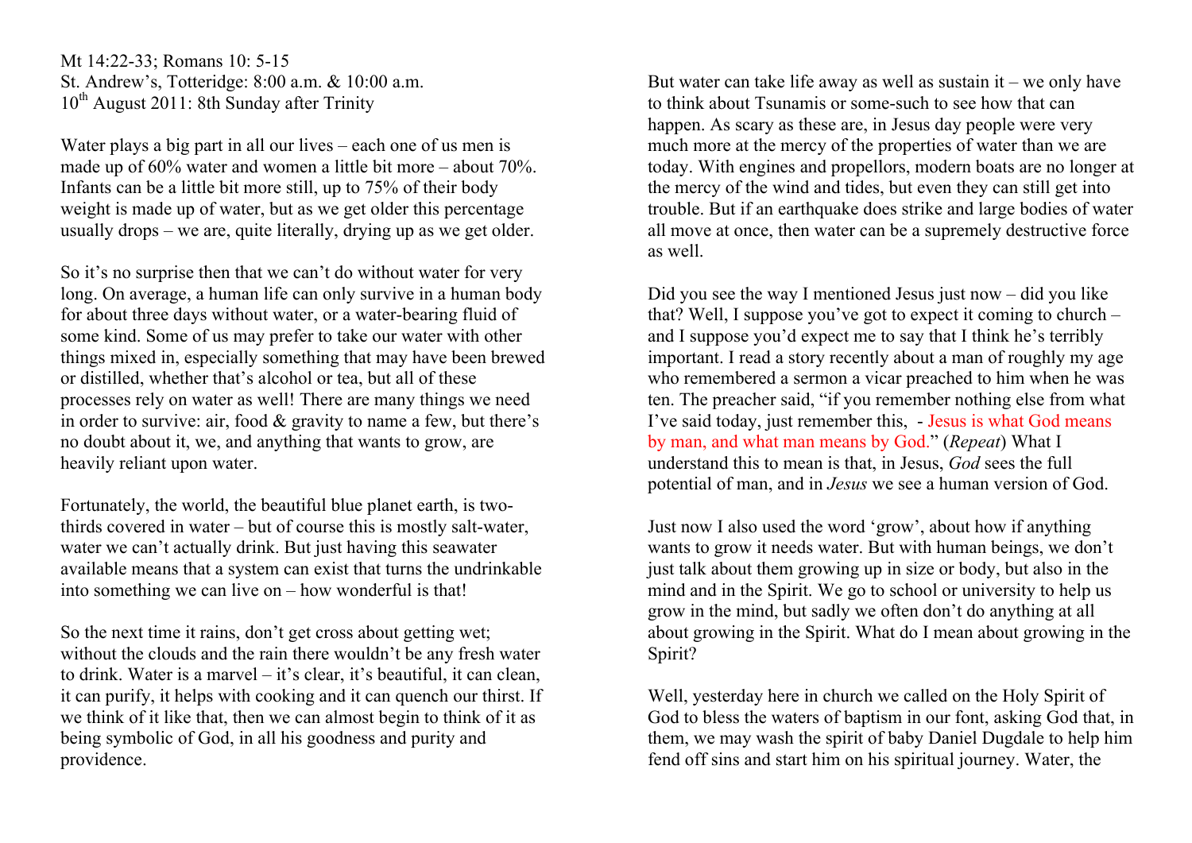Mt 14:22-33; Romans 10: 5-15
St. Andrew's, Totteridge: 8:00 a.m. & 10:00 a.m.
10th August 2011: 8th Sunday after Trinity

Water plays a big part in all our lives – each one of us men is made up of 60% water and women a little bit more – about 70%. Infants can be a little bit more still, up to 75% of their body weight is made up of water, but as we get older this percentage usually drops – we are, quite literally, drying up as we get older.

So it's no surprise then that we can't do without water for very long. On average, a human life can only survive in a human body for about three days without water, or a water-bearing fluid of some kind. Some of us may prefer to take our water with other things mixed in, especially something that may have been brewed or distilled, whether that's alcohol or tea, but all of these processes rely on water as well! There are many things we need in order to survive: air, food & gravity to name a few, but there's no doubt about it, we, and anything that wants to grow, are heavily reliant upon water.

Fortunately, the world, the beautiful blue planet earth, is two-thirds covered in water – but of course this is mostly salt-water, water we can't actually drink. But just having this seawater available means that a system can exist that turns the undrinkable into something we can live on – how wonderful is that!

So the next time it rains, don't get cross about getting wet; without the clouds and the rain there wouldn't be any fresh water to drink. Water is a marvel – it's clear, it's beautiful, it can clean, it can purify, it helps with cooking and it can quench our thirst. If we think of it like that, then we can almost begin to think of it as being symbolic of God, in all his goodness and purity and providence.

But water can take life away as well as sustain it – we only have to think about Tsunamis or some-such to see how that can happen. As scary as these are, in Jesus day people were very much more at the mercy of the properties of water than we are today. With engines and propellors, modern boats are no longer at the mercy of the wind and tides, but even they can still get into trouble. But if an earthquake does strike and large bodies of water all move at once, then water can be a supremely destructive force as well.

Did you see the way I mentioned Jesus just now – did you like that? Well, I suppose you've got to expect it coming to church – and I suppose you'd expect me to say that I think he's terribly important. I read a story recently about a man of roughly my age who remembered a sermon a vicar preached to him when he was ten. The preacher said, "if you remember nothing else from what I've said today, just remember this, - Jesus is what God means by man, and what man means by God." (*Repeat*) What I understand this to mean is that, in Jesus, *God* sees the full potential of man, and in *Jesus* we see a human version of God.

Just now I also used the word 'grow', about how if anything wants to grow it needs water. But with human beings, we don't just talk about them growing up in size or body, but also in the mind and in the Spirit. We go to school or university to help us grow in the mind, but sadly we often don't do anything at all about growing in the Spirit. What do I mean about growing in the Spirit?

Well, yesterday here in church we called on the Holy Spirit of God to bless the waters of baptism in our font, asking God that, in them, we may wash the spirit of baby Daniel Dugdale to help him fend off sins and start him on his spiritual journey. Water, the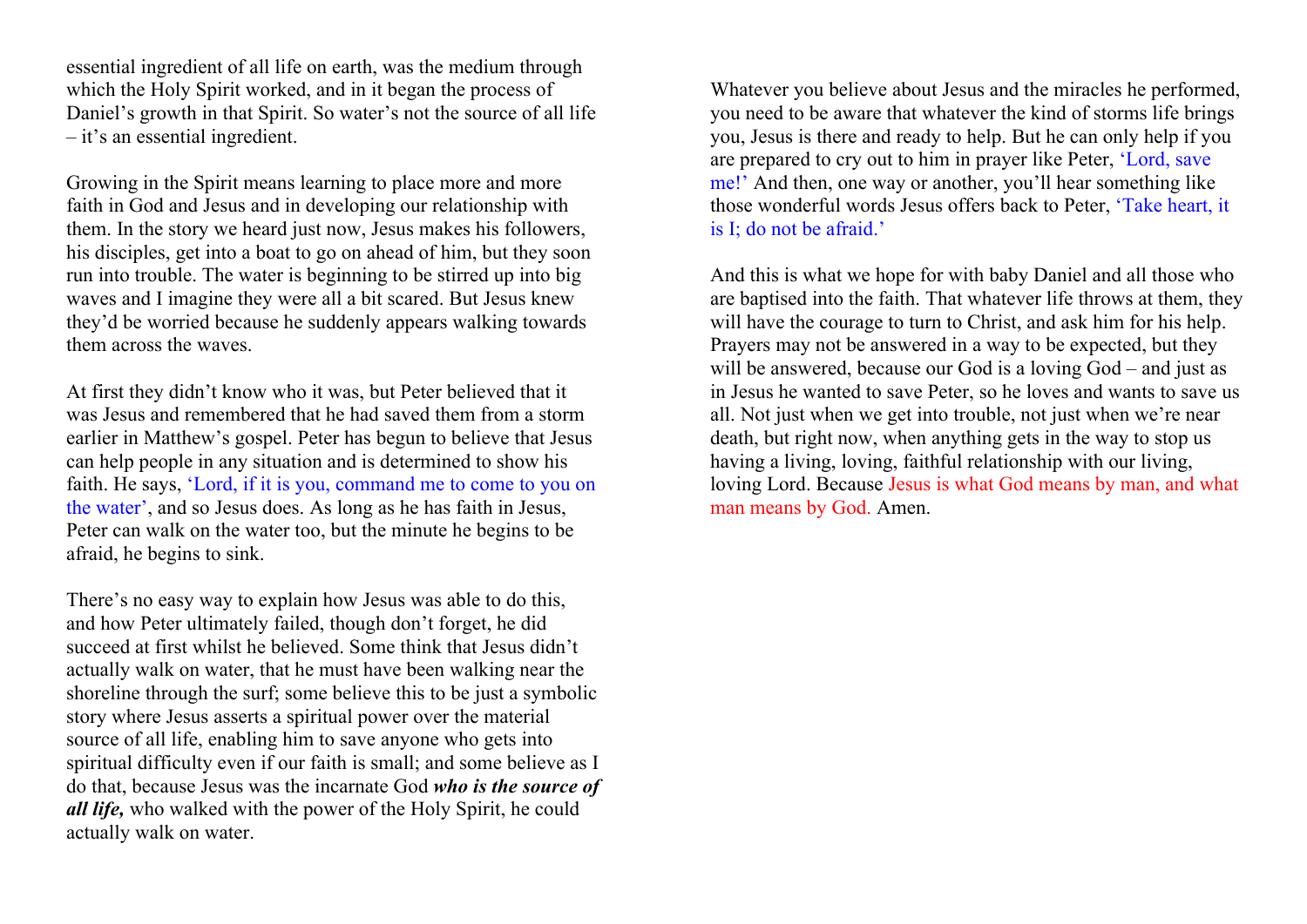essential ingredient of all life on earth, was the medium through which the Holy Spirit worked, and in it began the process of Daniel's growth in that Spirit. So water's not the source of all life – it's an essential ingredient.

Growing in the Spirit means learning to place more and more faith in God and Jesus and in developing our relationship with them. In the story we heard just now, Jesus makes his followers, his disciples, get into a boat to go on ahead of him, but they soon run into trouble. The water is beginning to be stirred up into big waves and I imagine they were all a bit scared. But Jesus knew they'd be worried because he suddenly appears walking towards them across the waves.

At first they didn't know who it was, but Peter believed that it was Jesus and remembered that he had saved them from a storm earlier in Matthew's gospel. Peter has begun to believe that Jesus can help people in any situation and is determined to show his faith. He says, 'Lord, if it is you, command me to come to you on the water', and so Jesus does. As long as he has faith in Jesus, Peter can walk on the water too, but the minute he begins to be afraid, he begins to sink.

There's no easy way to explain how Jesus was able to do this, and how Peter ultimately failed, though don't forget, he did succeed at first whilst he believed. Some think that Jesus didn't actually walk on water, that he must have been walking near the shoreline through the surf; some believe this to be just a symbolic story where Jesus asserts a spiritual power over the material source of all life, enabling him to save anyone who gets into spiritual difficulty even if our faith is small; and some believe as I do that, because Jesus was the incarnate God ***who is the source of all life,*** who walked with the power of the Holy Spirit, he could actually walk on water.

Whatever you believe about Jesus and the miracles he performed, you need to be aware that whatever the kind of storms life brings you, Jesus is there and ready to help. But he can only help if you are prepared to cry out to him in prayer like Peter, 'Lord, save me!' And then, one way or another, you'll hear something like those wonderful words Jesus offers back to Peter, 'Take heart, it is I; do not be afraid.'

And this is what we hope for with baby Daniel and all those who are baptised into the faith. That whatever life throws at them, they will have the courage to turn to Christ, and ask him for his help. Prayers may not be answered in a way to be expected, but they will be answered, because our God is a loving God – and just as in Jesus he wanted to save Peter, so he loves and wants to save us all. Not just when we get into trouble, not just when we're near death, but right now, when anything gets in the way to stop us having a living, loving, faithful relationship with our living, loving Lord. Because Jesus is what God means by man, and what man means by God. Amen.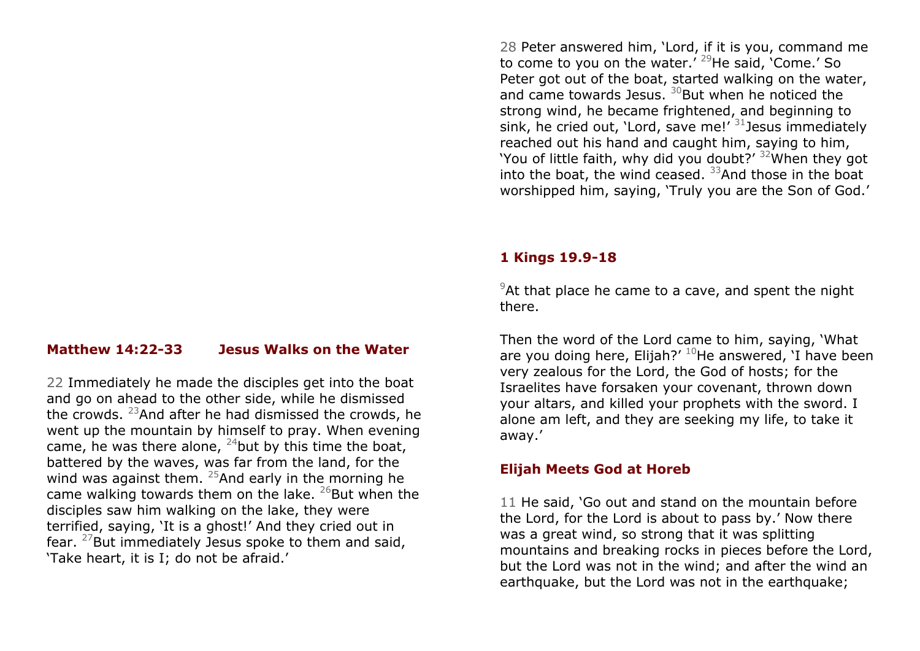## Matthew 14:22-33 Jesus Walks on the Water

22 Immediately he made the disciples get into the boat and go on ahead to the other side, while he dismissed the crowds. [23]And after he had dismissed the crowds, he went up the mountain by himself to pray. When evening came, he was there alone, [24]but by this time the boat, battered by the waves, was far from the land, for the wind was against them. [25]And early in the morning he came walking towards them on the lake. [26]But when the disciples saw him walking on the lake, they were terrified, saying, 'It is a ghost!' And they cried out in fear. [27]But immediately Jesus spoke to them and said, 'Take heart, it is I; do not be afraid.'

28 Peter answered him, 'Lord, if it is you, command me to come to you on the water.' [29]He said, 'Come.' So Peter got out of the boat, started walking on the water, and came towards Jesus. [30]But when he noticed the strong wind, he became frightened, and beginning to sink, he cried out, 'Lord, save me!' [31]Jesus immediately reached out his hand and caught him, saying to him, 'You of little faith, why did you doubt?' [32]When they got into the boat, the wind ceased. [33]And those in the boat worshipped him, saying, 'Truly you are the Son of God.'

## 1 Kings 19.9-18

[9]At that place he came to a cave, and spent the night there.

Then the word of the Lord came to him, saying, 'What are you doing here, Elijah?' [10]He answered, 'I have been very zealous for the Lord, the God of hosts; for the Israelites have forsaken your covenant, thrown down your altars, and killed your prophets with the sword. I alone am left, and they are seeking my life, to take it away.'

### Elijah Meets God at Horeb

11 He said, 'Go out and stand on the mountain before the Lord, for the Lord is about to pass by.' Now there was a great wind, so strong that it was splitting mountains and breaking rocks in pieces before the Lord, but the Lord was not in the wind; and after the wind an earthquake, but the Lord was not in the earthquake;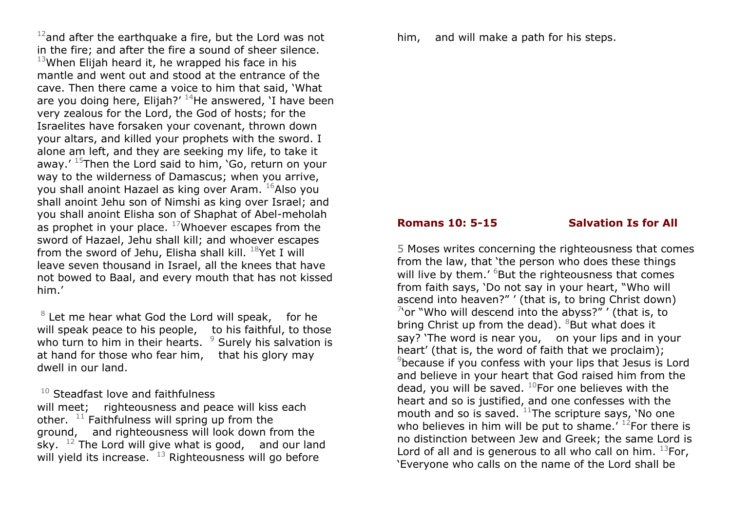[12]and after the earthquake a fire, but the Lord was not in the fire; and after the fire a sound of sheer silence. [13]When Elijah heard it, he wrapped his face in his mantle and went out and stood at the entrance of the cave. Then there came a voice to him that said, 'What are you doing here, Elijah?' [14]He answered, 'I have been very zealous for the Lord, the God of hosts; for the Israelites have forsaken your covenant, thrown down your altars, and killed your prophets with the sword. I alone am left, and they are seeking my life, to take it away.' [15]Then the Lord said to him, 'Go, return on your way to the wilderness of Damascus; when you arrive, you shall anoint Hazael as king over Aram. [16]Also you shall anoint Jehu son of Nimshi as king over Israel; and you shall anoint Elisha son of Shaphat of Abel-meholah as prophet in your place. [17]Whoever escapes from the sword of Hazael, Jehu shall kill; and whoever escapes from the sword of Jehu, Elisha shall kill. [18]Yet I will leave seven thousand in Israel, all the knees that have not bowed to Baal, and every mouth that has not kissed him.'

[8] Let me hear what God the Lord will speak, for he will speak peace to his people, to his faithful, to those who turn to him in their hearts. [9] Surely his salvation is at hand for those who fear him, that his glory may dwell in our land.

[10] Steadfast love and faithfulness will meet; righteousness and peace will kiss each other. [11] Faithfulness will spring up from the ground, and righteousness will look down from the sky. [12] The Lord will give what is good, and our land will yield its increase. [13] Righteousness will go before him, and will make a path for his steps.

**Romans 10: 5-15** **Salvation Is for All**

5 Moses writes concerning the righteousness that comes from the law, that 'the person who does these things will live by them.' [6]But the righteousness that comes from faith says, 'Do not say in your heart, "Who will ascend into heaven?" ' (that is, to bring Christ down) [7]'or "Who will descend into the abyss?" ' (that is, to bring Christ up from the dead). [8]But what does it say? 'The word is near you, on your lips and in your heart' (that is, the word of faith that we proclaim); [9]because if you confess with your lips that Jesus is Lord and believe in your heart that God raised him from the dead, you will be saved. [10]For one believes with the heart and so is justified, and one confesses with the mouth and so is saved. [11]The scripture says, 'No one who believes in him will be put to shame.' [12]For there is no distinction between Jew and Greek; the same Lord is Lord of all and is generous to all who call on him. [13]For, 'Everyone who calls on the name of the Lord shall be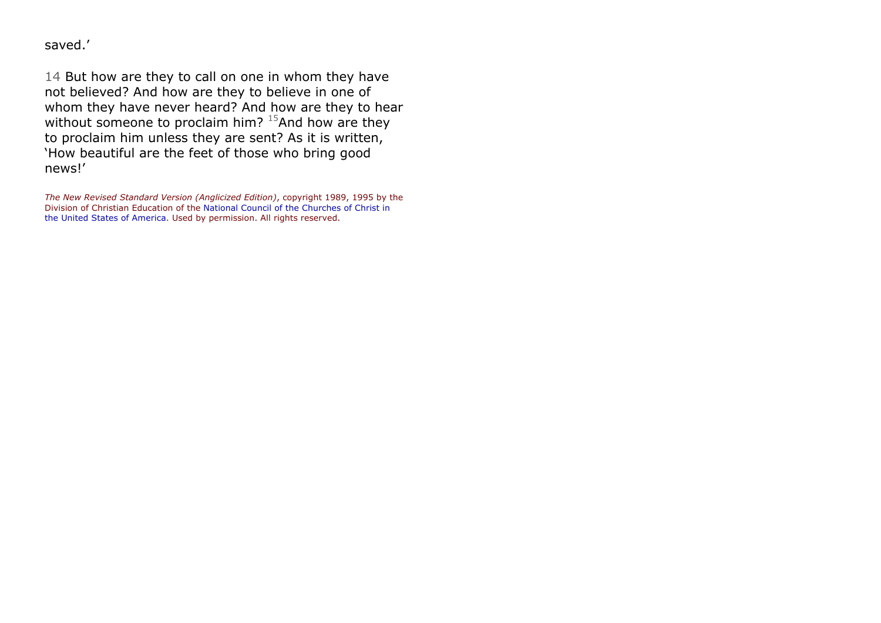saved.’

14 But how are they to call on one in whom they have not believed? And how are they to believe in one of whom they have never heard? And how are they to hear without someone to proclaim him? [15]And how are they to proclaim him unless they are sent? As it is written, ‘How beautiful are the feet of those who bring good news!’

*The New Revised Standard Version (Anglicized Edition)*, copyright 1989, 1995 by the Division of Christian Education of the National Council of the Churches of Christ in the United States of America. Used by permission. All rights reserved.